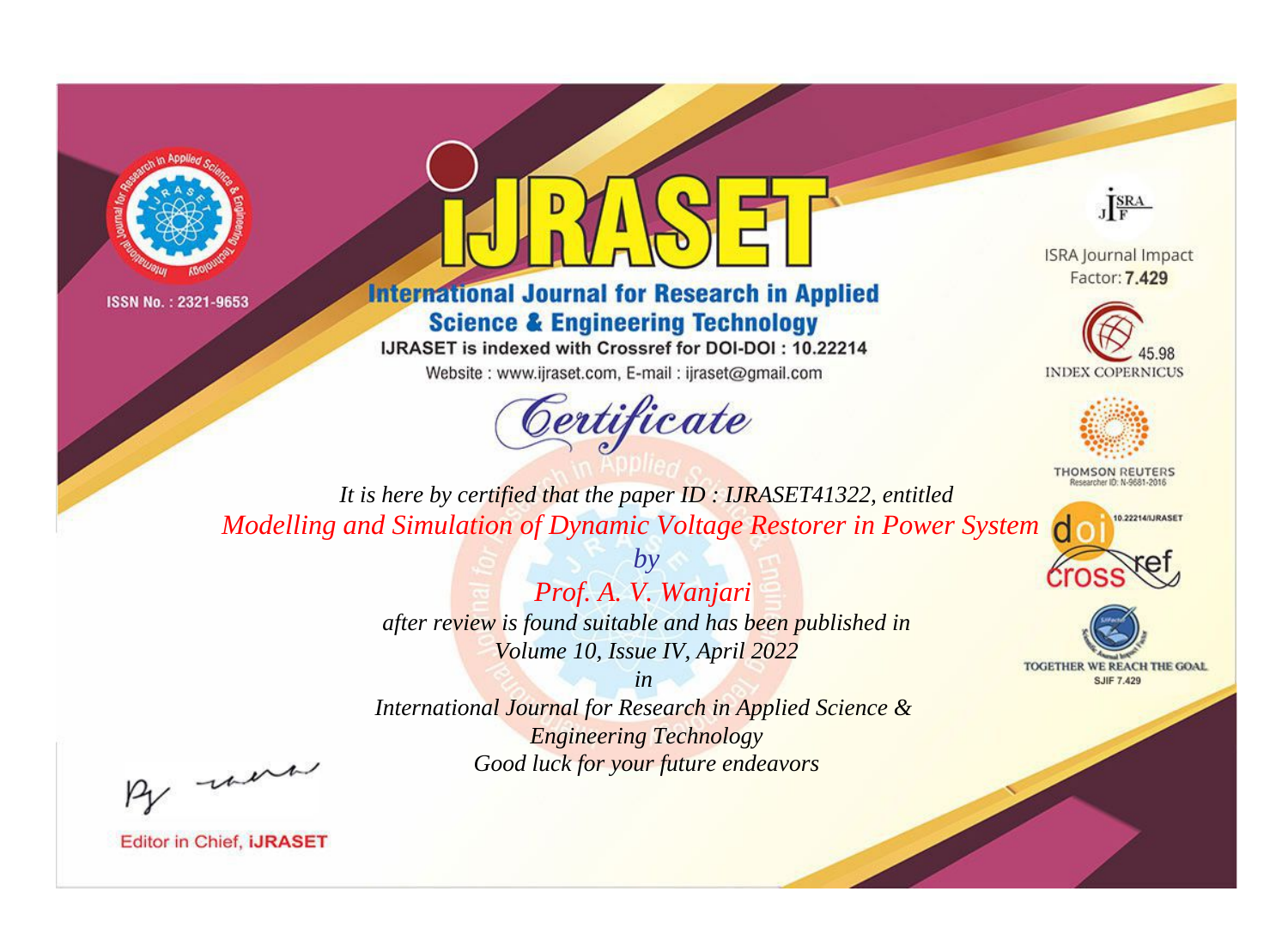ISSN No. : 2321-9653

# IJRASET

## International Journal for Research in Applied Science & Engineering Technology

IJRASET is indexed with Crossref for DOI-DOI : 10.22214

Website : www.ijraset.com, E-mail : ijraset@gmail.com

ISRA Journal Impact Factor: **7.429**

45.98 INDEX COPERNICUS

THOMSON REUTERS Researcher ID: N-9681-2016

10.22214/IJRASET

TOGETHER WE REACH THE GOAL SJIF 7.429

## *Certificate*

*It is here by certified that the paper ID : IJRASET41322, entitled*

*Modelling and Simulation of Dynamic Voltage Restorer in Power System*

*by*

*Prof. A. V. Wanjari*

*after review is found suitable and has been published in*

*Volume 10, Issue IV, April 2022*

*in*

*International Journal for Research in Applied Science & Engineering Technology*

*Good luck for your future endeavors*

Editor in Chief, **iJRASET**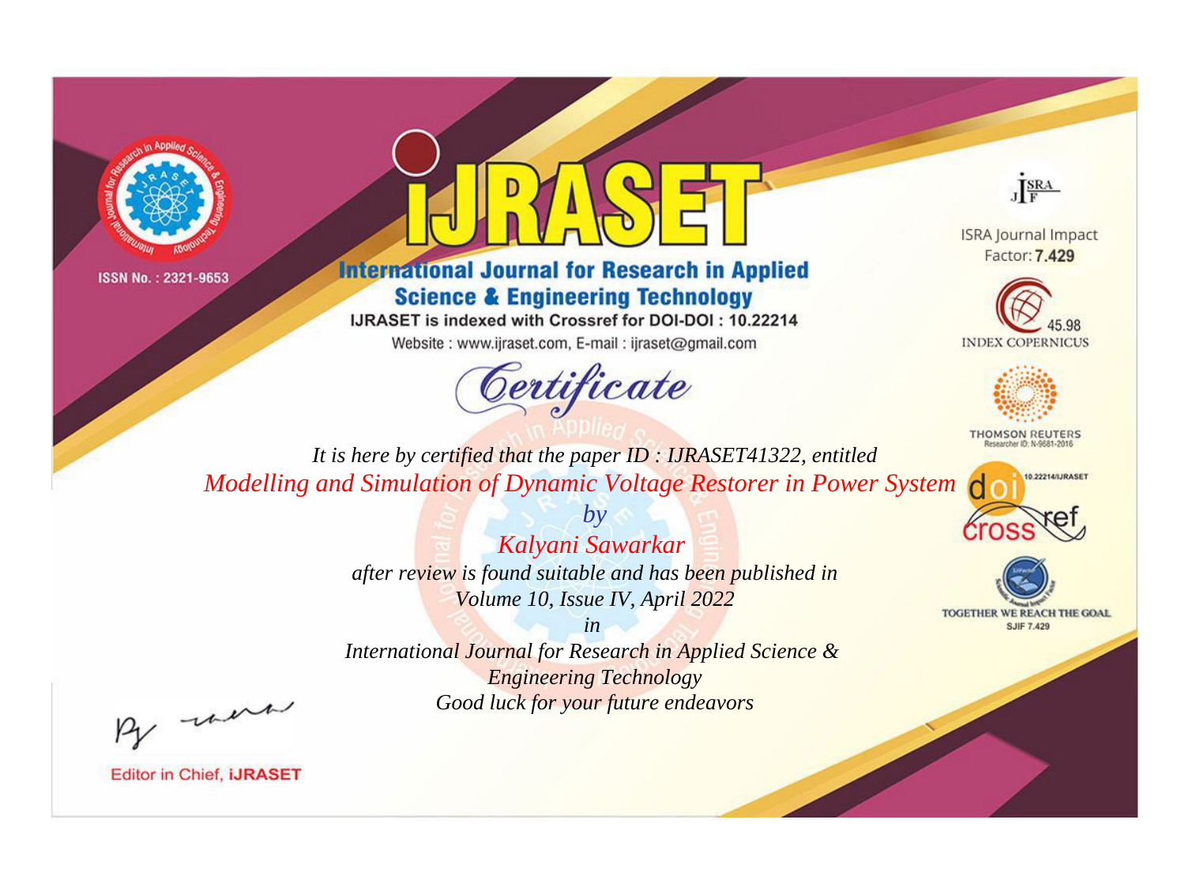ISSN No. : 2321-9653

# iJRASET

## International Journal for Research in Applied Science & Engineering Technology

IJRASET is indexed with Crossref for DOI-DOI : 10.22214

Website : www.ijraset.com, E-mail : ijraset@gmail.com

*Certificate*

*It is here by certified that the paper ID : IJRASET41322, entitled*

*Modelling and Simulation of Dynamic Voltage Restorer in Power System*

*by*

*Kalyani Sawarkar*

*after review is found suitable and has been published in*

*Volume 10, Issue IV, April 2022*

*in*

*International Journal for Research in Applied Science & Engineering Technology*

*Good luck for your future endeavors*

ISRA Journal Impact Factor: **7.429**

45.98 INDEX COPERNICUS

THOMSON REUTERS Researcher ID: N-9681-2016

10.22214/IJRASET

TOGETHER WE REACH THE GOAL SJIF 7.429

Editor in Chief, **iJRASET**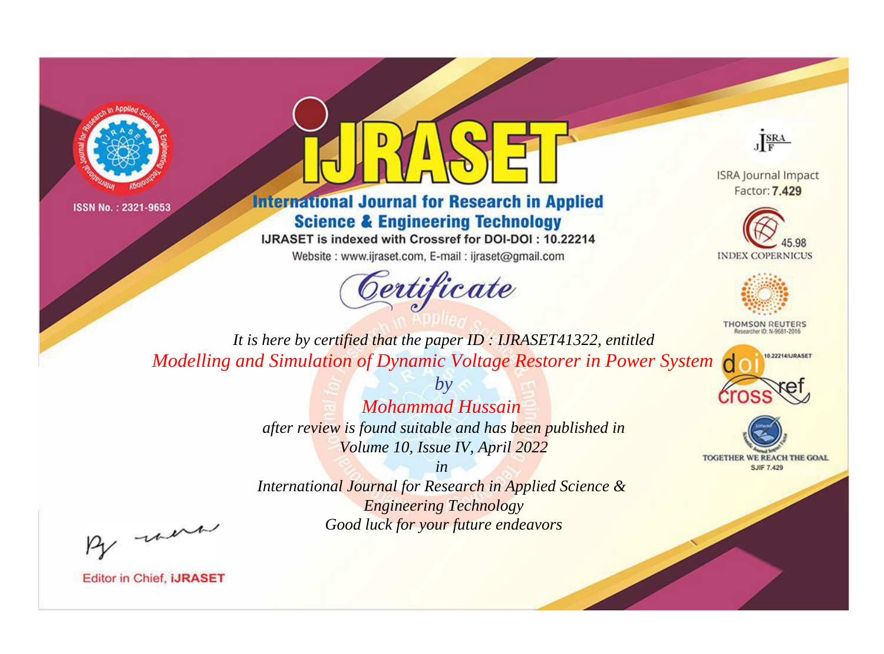ISSN No. : 2321-9653

# iJRASET

## International Journal for Research in Applied Science & Engineering Technology

IJRASET is indexed with Crossref for DOI-DOI : 10.22214

Website : www.ijraset.com, E-mail : ijraset@gmail.com

# *Certificate*

*It is here by certified that the paper ID : IJRASET41322, entitled*

*Modelling and Simulation of Dynamic Voltage Restorer in Power System*

*by*

*Mohammad Hussain*

*after review is found suitable and has been published in*

*Volume 10, Issue IV, April 2022*

*in*

*International Journal for Research in Applied Science & Engineering Technology*

*Good luck for your future endeavors*

ISRA Journal Impact Factor: **7.429**

45.98 INDEX COPERNICUS

THOMSON REUTERS Researcher ID: N-9681-2016

10.22214/IJRASET

TOGETHER WE REACH THE GOAL SJIF 7.429

Editor in Chief, **iJRASET**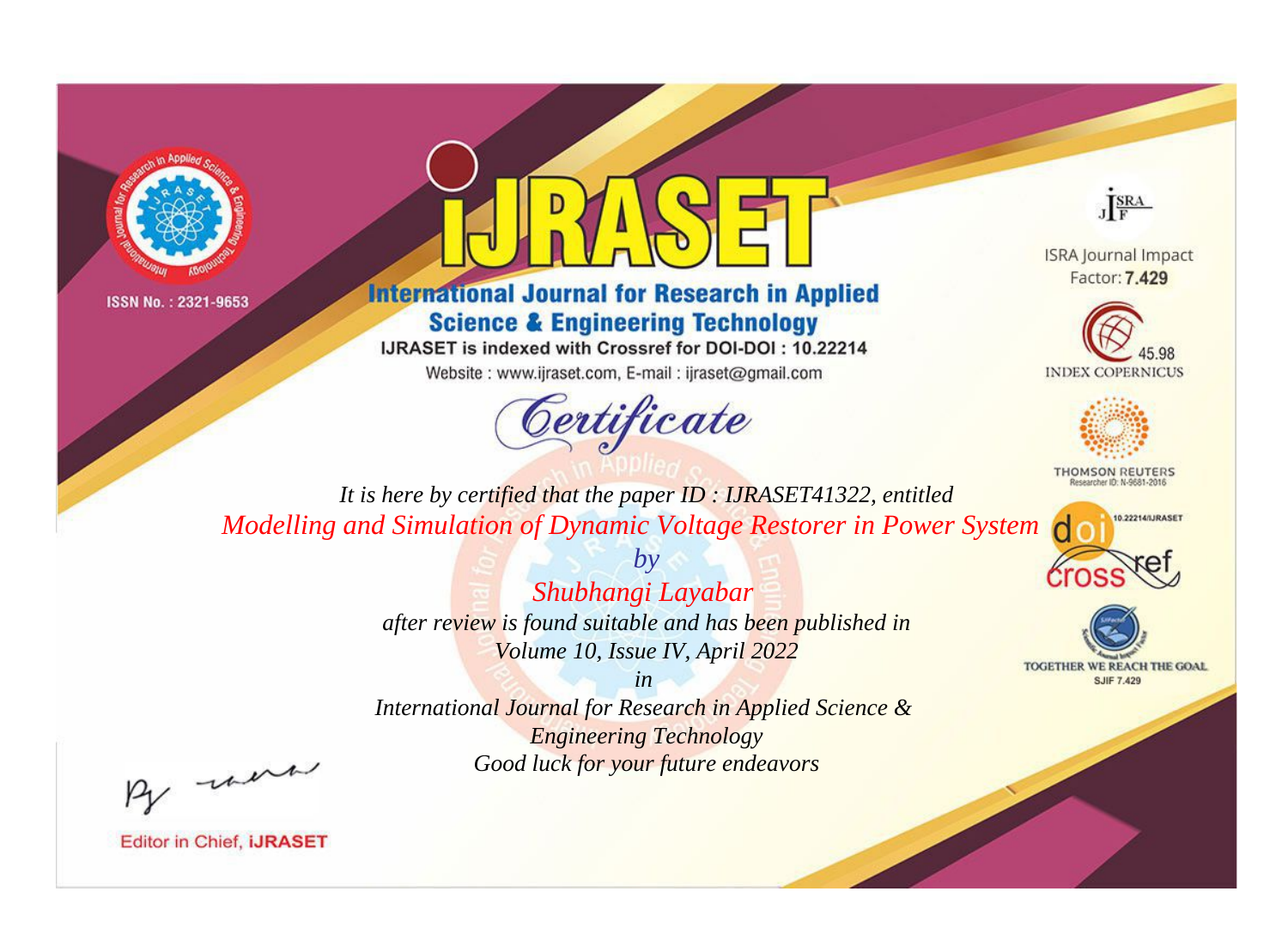ISSN No. : 2321-9653

# iJRASET

## International Journal for Research in Applied Science & Engineering Technology

IJRASET is indexed with Crossref for DOI-DOI : 10.22214

Website : www.ijraset.com, E-mail : ijraset@gmail.com

ISRA Journal Impact Factor: **7.429**

45.98 INDEX COPERNICUS

THOMSON REUTERS Researcher ID: N-9681-2016

10.22214/IJRASET

TOGETHER WE REACH THE GOAL SJIF 7.429

*Certificate*

*It is here by certified that the paper ID : IJRASET41322, entitled*

*Modelling and Simulation of Dynamic Voltage Restorer in Power System*

*by*

*Shubhangi Layabar*

*after review is found suitable and has been published in*

*Volume 10, Issue IV, April 2022*

*in*

*International Journal for Research in Applied Science & Engineering Technology*

*Good luck for your future endeavors*

Editor in Chief, **iJRASET**